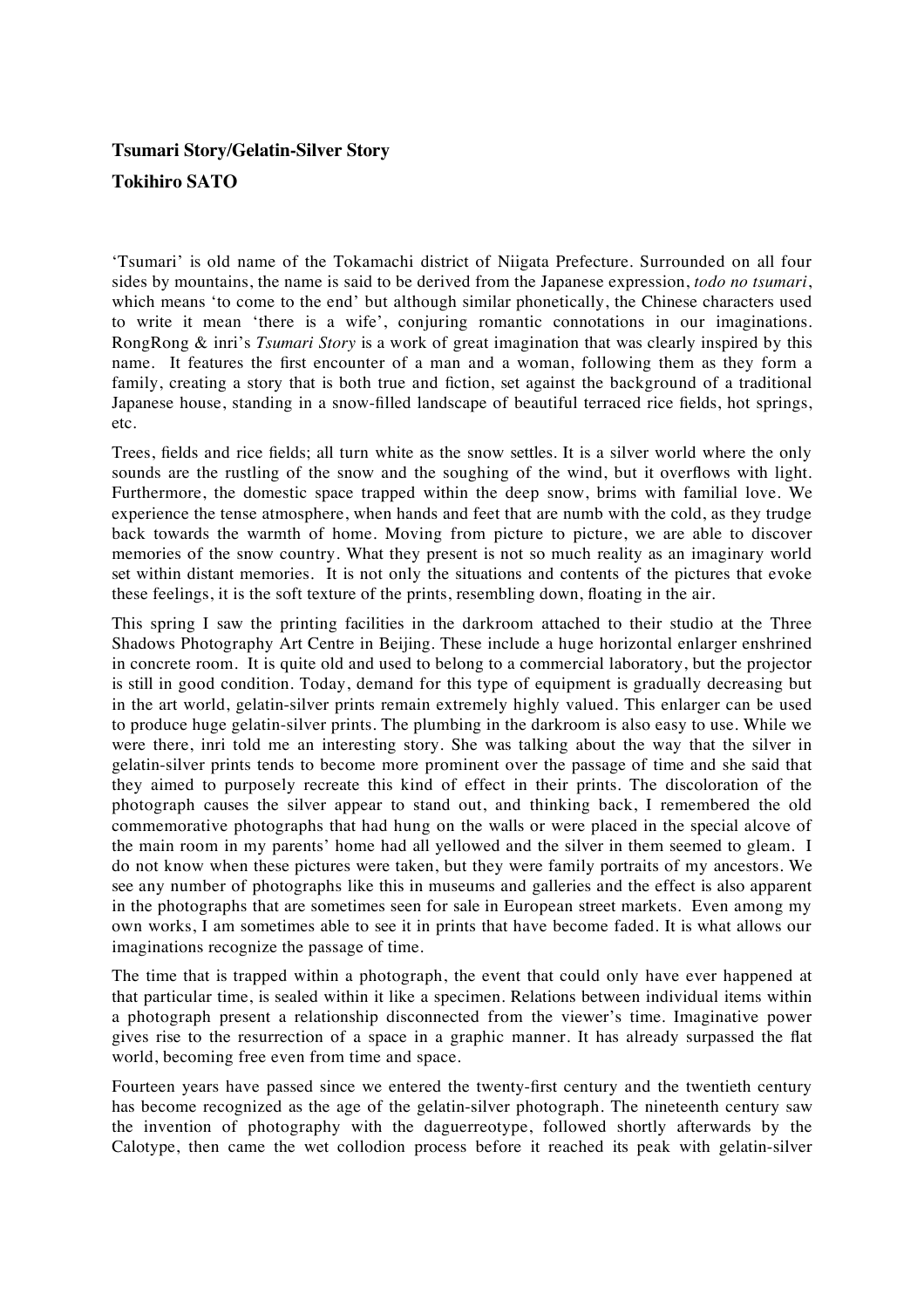**Tsumari Story/Gelatin-Silver Story**

**Tokihiro SATO**

'Tsumari' is old name of the Tokamachi district of Niigata Prefecture. Surrounded on all four sides by mountains, the name is said to be derived from the Japanese expression, *todo no tsumari*, which means 'to come to the end' but although similar phonetically, the Chinese characters used to write it mean 'there is a wife', conjuring romantic connotations in our imaginations. RongRong & inri's *Tsumari Story* is a work of great imagination that was clearly inspired by this name. It features the first encounter of a man and a woman, following them as they form a family, creating a story that is both true and fiction, set against the background of a traditional Japanese house, standing in a snow-filled landscape of beautiful terraced rice fields, hot springs, etc.

Trees, fields and rice fields; all turn white as the snow settles. It is a silver world where the only sounds are the rustling of the snow and the soughing of the wind, but it overflows with light. Furthermore, the domestic space trapped within the deep snow, brims with familial love. We experience the tense atmosphere, when hands and feet that are numb with the cold, as they trudge back towards the warmth of home. Moving from picture to picture, we are able to discover memories of the snow country. What they present is not so much reality as an imaginary world set within distant memories. It is not only the situations and contents of the pictures that evoke these feelings, it is the soft texture of the prints, resembling down, floating in the air.

This spring I saw the printing facilities in the darkroom attached to their studio at the Three Shadows Photography Art Centre in Beijing. These include a huge horizontal enlarger enshrined in concrete room. It is quite old and used to belong to a commercial laboratory, but the projector is still in good condition. Today, demand for this type of equipment is gradually decreasing but in the art world, gelatin-silver prints remain extremely highly valued. This enlarger can be used to produce huge gelatin-silver prints. The plumbing in the darkroom is also easy to use. While we were there, inri told me an interesting story. She was talking about the way that the silver in gelatin-silver prints tends to become more prominent over the passage of time and she said that they aimed to purposely recreate this kind of effect in their prints. The discoloration of the photograph causes the silver appear to stand out, and thinking back, I remembered the old commemorative photographs that had hung on the walls or were placed in the special alcove of the main room in my parents' home had all yellowed and the silver in them seemed to gleam. I do not know when these pictures were taken, but they were family portraits of my ancestors. We see any number of photographs like this in museums and galleries and the effect is also apparent in the photographs that are sometimes seen for sale in European street markets. Even among my own works, I am sometimes able to see it in prints that have become faded. It is what allows our imaginations recognize the passage of time.

The time that is trapped within a photograph, the event that could only have ever happened at that particular time, is sealed within it like a specimen. Relations between individual items within a photograph present a relationship disconnected from the viewer's time. Imaginative power gives rise to the resurrection of a space in a graphic manner. It has already surpassed the flat world, becoming free even from time and space.

Fourteen years have passed since we entered the twenty-first century and the twentieth century has become recognized as the age of the gelatin-silver photograph. The nineteenth century saw the invention of photography with the daguerreotype, followed shortly afterwards by the Calotype, then came the wet collodion process before it reached its peak with gelatin-silver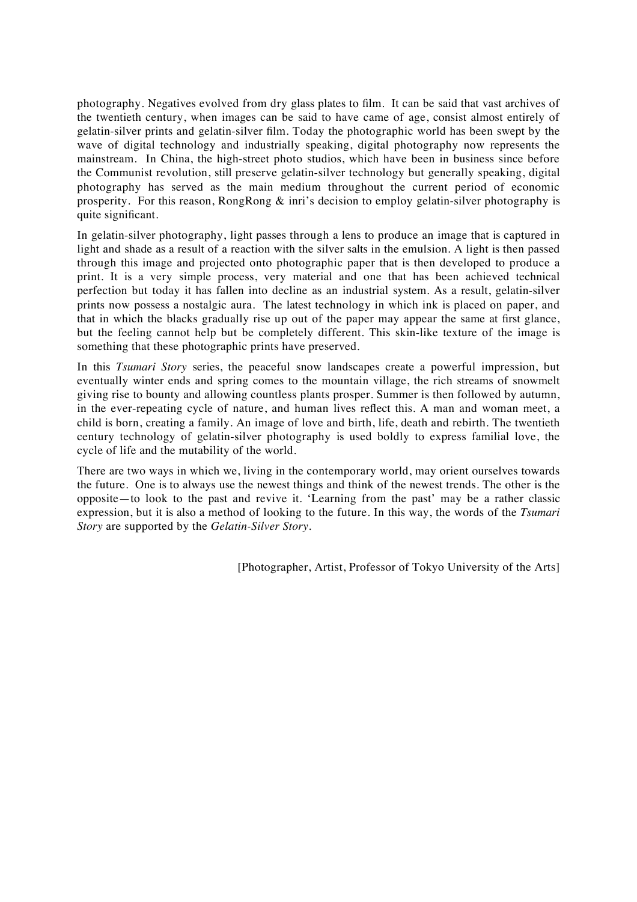photography. Negatives evolved from dry glass plates to film. It can be said that vast archives of the twentieth century, when images can be said to have came of age, consist almost entirely of gelatin-silver prints and gelatin-silver film. Today the photographic world has been swept by the wave of digital technology and industrially speaking, digital photography now represents the mainstream. In China, the high-street photo studios, which have been in business since before the Communist revolution, still preserve gelatin-silver technology but generally speaking, digital photography has served as the main medium throughout the current period of economic prosperity. For this reason, RongRong & inri's decision to employ gelatin-silver photography is quite significant.

In gelatin-silver photography, light passes through a lens to produce an image that is captured in light and shade as a result of a reaction with the silver salts in the emulsion. A light is then passed through this image and projected onto photographic paper that is then developed to produce a print. It is a very simple process, very material and one that has been achieved technical perfection but today it has fallen into decline as an industrial system. As a result, gelatin-silver prints now possess a nostalgic aura. The latest technology in which ink is placed on paper, and that in which the blacks gradually rise up out of the paper may appear the same at first glance, but the feeling cannot help but be completely different. This skin-like texture of the image is something that these photographic prints have preserved.

In this *Tsumari Story* series, the peaceful snow landscapes create a powerful impression, but eventually winter ends and spring comes to the mountain village, the rich streams of snowmelt giving rise to bounty and allowing countless plants prosper. Summer is then followed by autumn, in the ever-repeating cycle of nature, and human lives reflect this. A man and woman meet, a child is born, creating a family. An image of love and birth, life, death and rebirth. The twentieth century technology of gelatin-silver photography is used boldly to express familial love, the cycle of life and the mutability of the world.

There are two ways in which we, living in the contemporary world, may orient ourselves towards the future. One is to always use the newest things and think of the newest trends. The other is the opposite—to look to the past and revive it. 'Learning from the past' may be a rather classic expression, but it is also a method of looking to the future. In this way, the words of the *Tsumari Story* are supported by the *Gelatin-Silver Story*.

[Photographer, Artist, Professor of Tokyo University of the Arts]